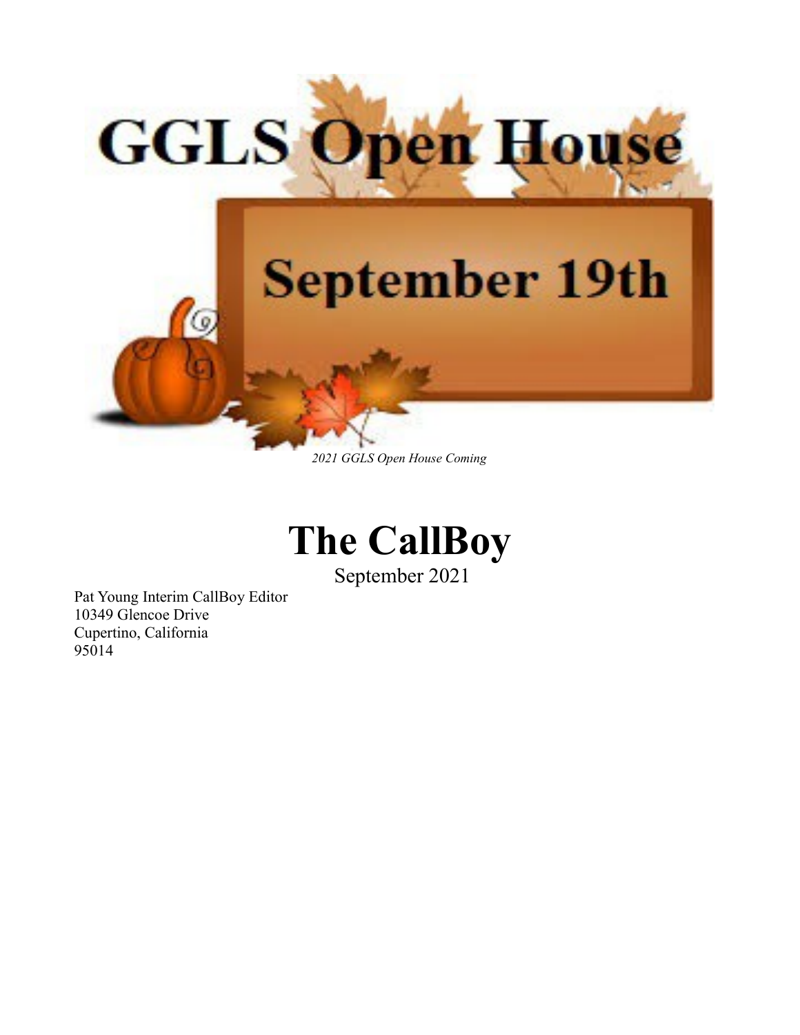GGLS Open House

September 19th

*2021 GGLS Open House Coming*

# The CallBoy

September 2021

Pat Young Interim CallBoy Editor
10349 Glencoe Drive
Cupertino, California
95014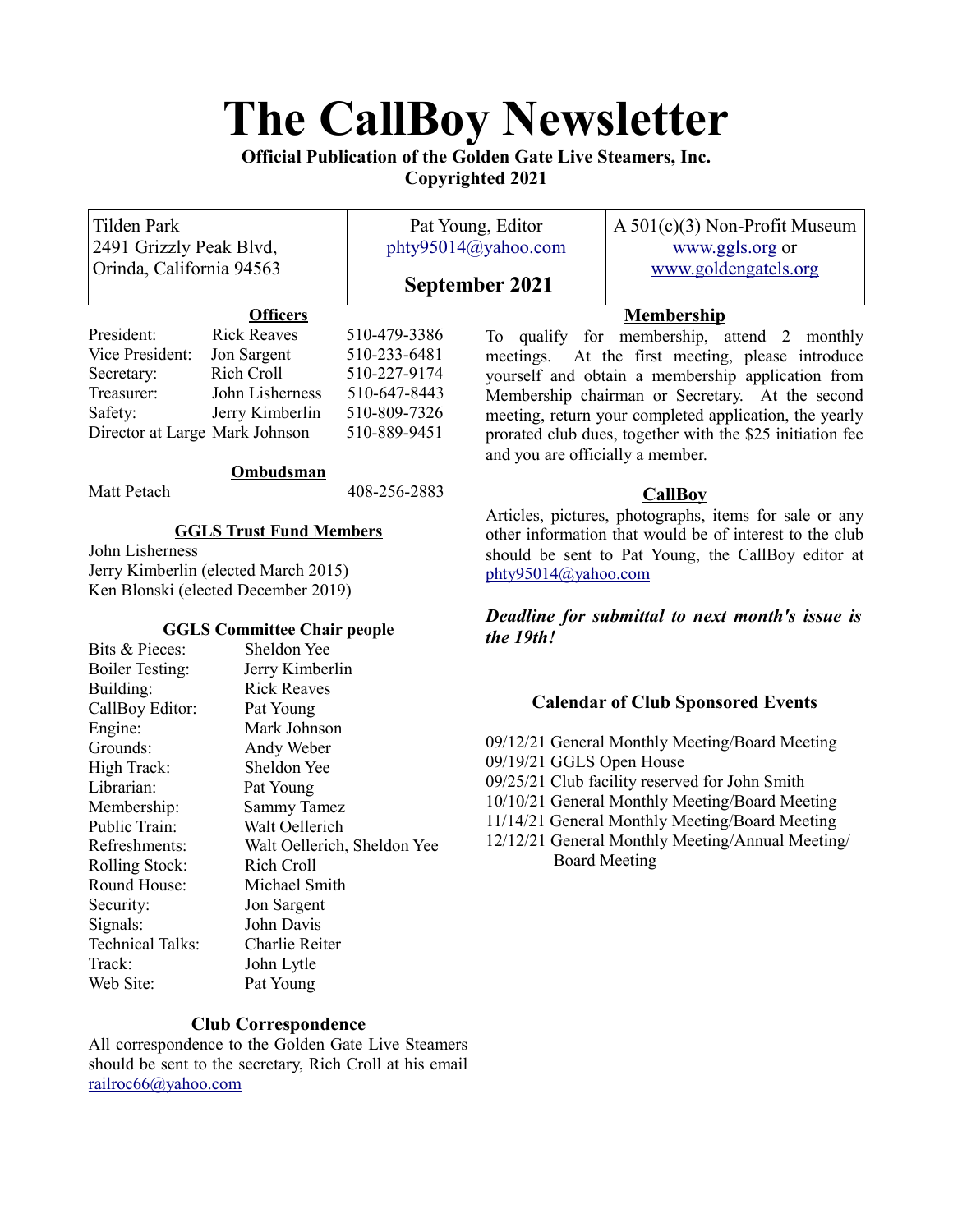# The CallBoy Newsletter

**Official Publication of the Golden Gate Live Steamers, Inc.**
**Copyrighted 2021**

| Tilden Park<br>2491 Grizzly Peak Blvd,<br>Orinda, California 94563 | Pat Young, Editor<br>phty95014@yahoo.com<br>**September 2021** | A 501(c)(3) Non-Profit Museum<br>www.ggls.org or<br>www.goldengatels.org |
|---|---|---|

## Officers

| | | |
|---|---|---|
| President: | Rick Reaves | 510-479-3386 |
| Vice President: | Jon Sargent | 510-233-6481 |
| Secretary: | Rich Croll | 510-227-9174 |
| Treasurer: | John Lisherness | 510-647-8443 |
| Safety: | Jerry Kimberlin | 510-809-7326 |
| Director at Large | Mark Johnson | 510-889-9451 |

## Ombudsman

Matt Petach 408-256-2883

## GGLS Trust Fund Members

John Lisherness
Jerry Kimberlin (elected March 2015)
Ken Blonski (elected December 2019)

## GGLS Committee Chair people

| | |
|---|---|
| Bits & Pieces: | Sheldon Yee |
| Boiler Testing: | Jerry Kimberlin |
| Building: | Rick Reaves |
| CallBoy Editor: | Pat Young |
| Engine: | Mark Johnson |
| Grounds: | Andy Weber |
| High Track: | Sheldon Yee |
| Librarian: | Pat Young |
| Membership: | Sammy Tamez |
| Public Train: | Walt Oellerich |
| Refreshments: | Walt Oellerich, Sheldon Yee |
| Rolling Stock: | Rich Croll |
| Round House: | Michael Smith |
| Security: | Jon Sargent |
| Signals: | John Davis |
| Technical Talks: | Charlie Reiter |
| Track: | John Lytle |
| Web Site: | Pat Young |

## Club Correspondence

All correspondence to the Golden Gate Live Steamers should be sent to the secretary, Rich Croll at his email railroc66@yahoo.com

## Membership

To qualify for membership, attend 2 monthly meetings. At the first meeting, please introduce yourself and obtain a membership application from Membership chairman or Secretary. At the second meeting, return your completed application, the yearly prorated club dues, together with the $25 initiation fee and you are officially a member.

## CallBoy

Articles, pictures, photographs, items for sale or any other information that would be of interest to the club should be sent to Pat Young, the CallBoy editor at phty95014@yahoo.com

***Deadline for submittal to next month's issue is the 19th!***

## Calendar of Club Sponsored Events

09/12/21 General Monthly Meeting/Board Meeting
09/19/21 GGLS Open House
09/25/21 Club facility reserved for John Smith
10/10/21 General Monthly Meeting/Board Meeting
11/14/21 General Monthly Meeting/Board Meeting
12/12/21 General Monthly Meeting/Annual Meeting/Board Meeting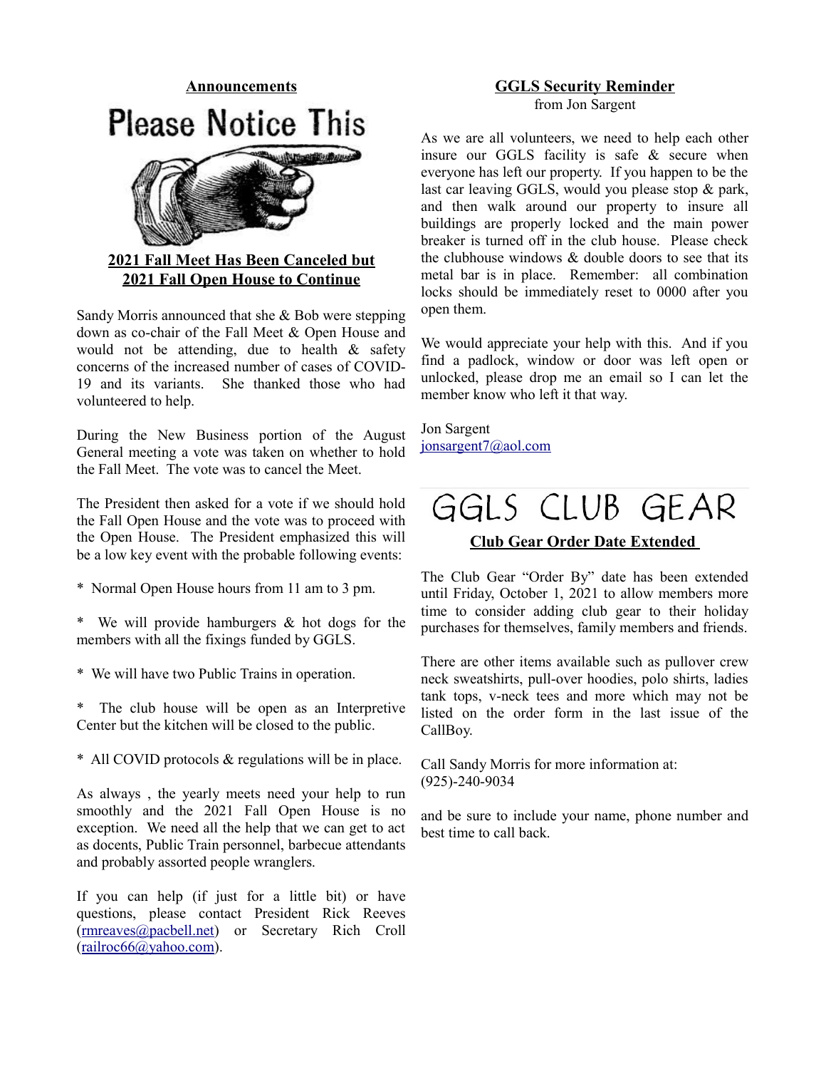## Announcements

# Please Notice This

### 2021 Fall Meet Has Been Canceled but 2021 Fall Open House to Continue

Sandy Morris announced that she & Bob were stepping down as co-chair of the Fall Meet & Open House and would not be attending, due to health & safety concerns of the increased number of cases of COVID-19 and its variants. She thanked those who had volunteered to help.

During the New Business portion of the August General meeting a vote was taken on whether to hold the Fall Meet. The vote was to cancel the Meet.

The President then asked for a vote if we should hold the Fall Open House and the vote was to proceed with the Open House. The President emphasized this will be a low key event with the probable following events:

* Normal Open House hours from 11 am to 3 pm.

* We will provide hamburgers & hot dogs for the members with all the fixings funded by GGLS.

* We will have two Public Trains in operation.

* The club house will be open as an Interpretive Center but the kitchen will be closed to the public.

* All COVID protocols & regulations will be in place.

As always , the yearly meets need your help to run smoothly and the 2021 Fall Open House is no exception. We need all the help that we can get to act as docents, Public Train personnel, barbecue attendants and probably assorted people wranglers.

If you can help (if just for a little bit) or have questions, please contact President Rick Reeves (rmreaves@pacbell.net) or Secretary Rich Croll (railroc66@yahoo.com).

## GGLS Security Reminder

from Jon Sargent

As we are all volunteers, we need to help each other insure our GGLS facility is safe & secure when everyone has left our property. If you happen to be the last car leaving GGLS, would you please stop & park, and then walk around our property to insure all buildings are properly locked and the main power breaker is turned off in the club house. Please check the clubhouse windows & double doors to see that its metal bar is in place. Remember: all combination locks should be immediately reset to 0000 after you open them.

We would appreciate your help with this. And if you find a padlock, window or door was left open or unlocked, please drop me an email so I can let the member know who left it that way.

Jon Sargent
jonsargent7@aol.com

# GGLS CLUB GEAR

### Club Gear Order Date Extended

The Club Gear "Order By" date has been extended until Friday, October 1, 2021 to allow members more time to consider adding club gear to their holiday purchases for themselves, family members and friends.

There are other items available such as pullover crew neck sweatshirts, pull-over hoodies, polo shirts, ladies tank tops, v-neck tees and more which may not be listed on the order form in the last issue of the CallBoy.

Call Sandy Morris for more information at:
(925)-240-9034

and be sure to include your name, phone number and best time to call back.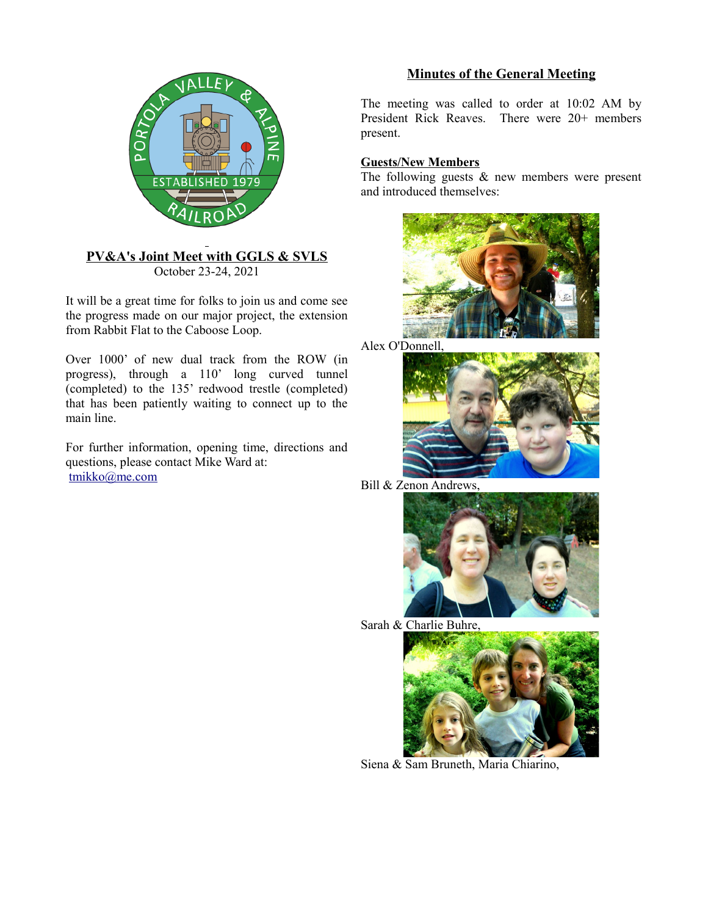## PV&A's Joint Meet with GGLS & SVLS

October 23-24, 2021

It will be a great time for folks to join us and come see the progress made on our major project, the extension from Rabbit Flat to the Caboose Loop.

Over 1000' of new dual track from the ROW (in progress), through a 110' long curved tunnel (completed) to the 135' redwood trestle (completed) that has been patiently waiting to connect up to the main line.

For further information, opening time, directions and questions, please contact Mike Ward at: tmikko@me.com

## Minutes of the General Meeting

The meeting was called to order at 10:02 AM by President Rick Reaves. There were 20+ members present.

### Guests/New Members

The following guests & new members were present and introduced themselves:

Alex O'Donnell,

Bill & Zenon Andrews,

Sarah & Charlie Buhre,

Siena & Sam Bruneth, Maria Chiarino,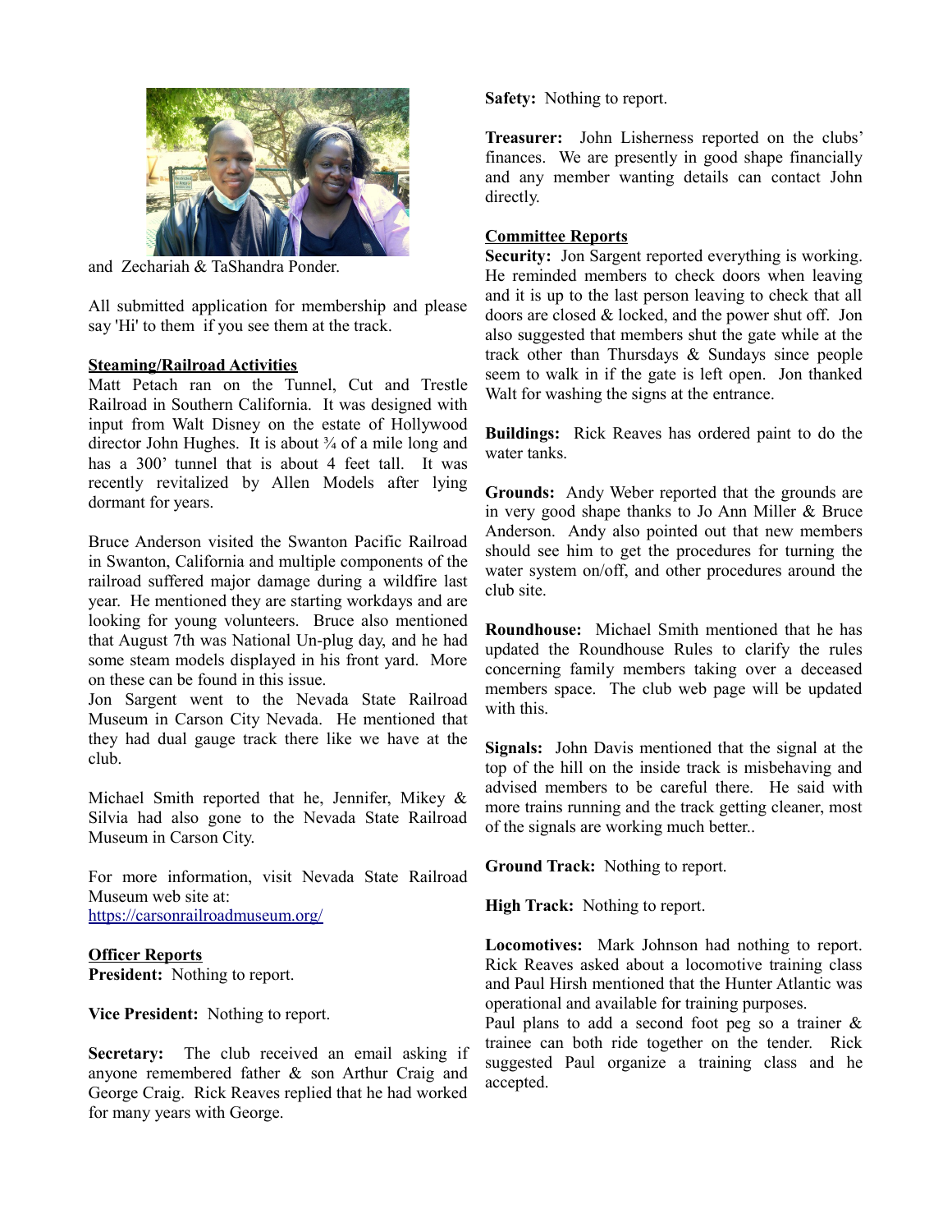and Zechariah & TaShandra Ponder.

All submitted application for membership and please say 'Hi' to them if you see them at the track.

**Steaming/Railroad Activities**

Matt Petach ran on the Tunnel, Cut and Trestle Railroad in Southern California. It was designed with input from Walt Disney on the estate of Hollywood director John Hughes. It is about ¾ of a mile long and has a 300' tunnel that is about 4 feet tall. It was recently revitalized by Allen Models after lying dormant for years.

Bruce Anderson visited the Swanton Pacific Railroad in Swanton, California and multiple components of the railroad suffered major damage during a wildfire last year. He mentioned they are starting workdays and are looking for young volunteers. Bruce also mentioned that August 7th was National Un-plug day, and he had some steam models displayed in his front yard. More on these can be found in this issue.

Jon Sargent went to the Nevada State Railroad Museum in Carson City Nevada. He mentioned that they had dual gauge track there like we have at the club.

Michael Smith reported that he, Jennifer, Mikey & Silvia had also gone to the Nevada State Railroad Museum in Carson City.

For more information, visit Nevada State Railroad Museum web site at:
https://carsonrailroadmuseum.org/

**Officer Reports**

**President:** Nothing to report.

**Vice President:** Nothing to report.

**Secretary:** The club received an email asking if anyone remembered father & son Arthur Craig and George Craig. Rick Reaves replied that he had worked for many years with George.

**Safety:** Nothing to report.

**Treasurer:** John Lisherness reported on the clubs' finances. We are presently in good shape financially and any member wanting details can contact John directly.

**Committee Reports**

**Security:** Jon Sargent reported everything is working. He reminded members to check doors when leaving and it is up to the last person leaving to check that all doors are closed & locked, and the power shut off. Jon also suggested that members shut the gate while at the track other than Thursdays & Sundays since people seem to walk in if the gate is left open. Jon thanked Walt for washing the signs at the entrance.

**Buildings:** Rick Reaves has ordered paint to do the water tanks.

**Grounds:** Andy Weber reported that the grounds are in very good shape thanks to Jo Ann Miller & Bruce Anderson. Andy also pointed out that new members should see him to get the procedures for turning the water system on/off, and other procedures around the club site.

**Roundhouse:** Michael Smith mentioned that he has updated the Roundhouse Rules to clarify the rules concerning family members taking over a deceased members space. The club web page will be updated with this.

**Signals:** John Davis mentioned that the signal at the top of the hill on the inside track is misbehaving and advised members to be careful there. He said with more trains running and the track getting cleaner, most of the signals are working much better..

**Ground Track:** Nothing to report.

**High Track:** Nothing to report.

**Locomotives:** Mark Johnson had nothing to report. Rick Reaves asked about a locomotive training class and Paul Hirsh mentioned that the Hunter Atlantic was operational and available for training purposes.
Paul plans to add a second foot peg so a trainer & trainee can both ride together on the tender. Rick suggested Paul organize a training class and he accepted.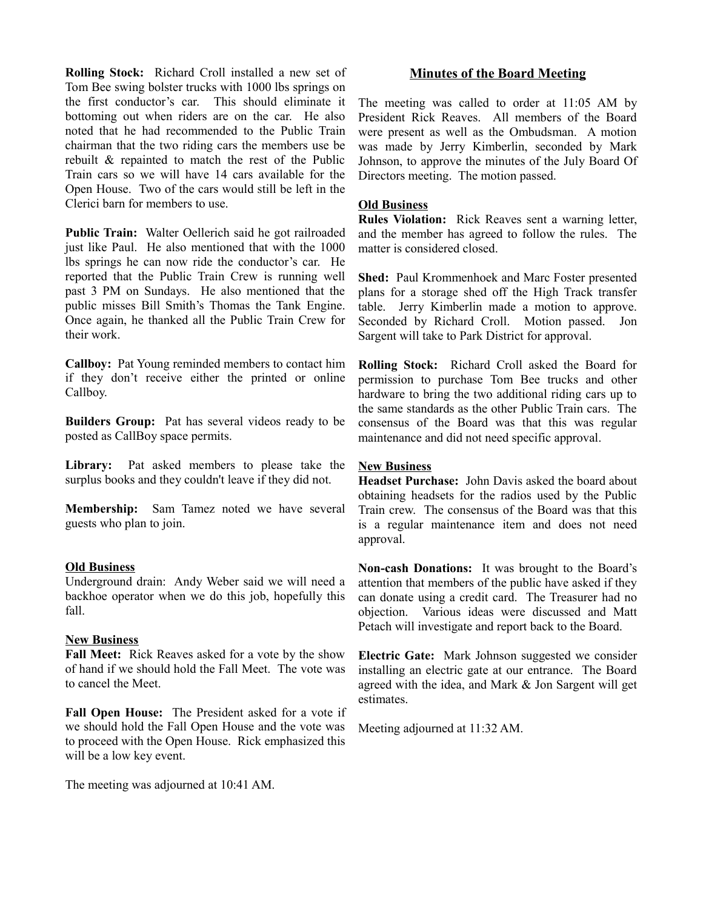**Rolling Stock:** Richard Croll installed a new set of Tom Bee swing bolster trucks with 1000 lbs springs on the first conductor's car. This should eliminate it bottoming out when riders are on the car. He also noted that he had recommended to the Public Train chairman that the two riding cars the members use be rebuilt & repainted to match the rest of the Public Train cars so we will have 14 cars available for the Open House. Two of the cars would still be left in the Clerici barn for members to use.

**Public Train:** Walter Oellerich said he got railroaded just like Paul. He also mentioned that with the 1000 lbs springs he can now ride the conductor's car. He reported that the Public Train Crew is running well past 3 PM on Sundays. He also mentioned that the public misses Bill Smith's Thomas the Tank Engine. Once again, he thanked all the Public Train Crew for their work.

**Callboy:** Pat Young reminded members to contact him if they don't receive either the printed or online Callboy.

**Builders Group:** Pat has several videos ready to be posted as CallBoy space permits.

**Library:** Pat asked members to please take the surplus books and they couldn't leave if they did not.

**Membership:** Sam Tamez noted we have several guests who plan to join.

**Old Business**

Underground drain: Andy Weber said we will need a backhoe operator when we do this job, hopefully this fall.

**New Business**

**Fall Meet:** Rick Reaves asked for a vote by the show of hand if we should hold the Fall Meet. The vote was to cancel the Meet.

**Fall Open House:** The President asked for a vote if we should hold the Fall Open House and the vote was to proceed with the Open House. Rick emphasized this will be a low key event.

The meeting was adjourned at 10:41 AM.

## Minutes of the Board Meeting

The meeting was called to order at 11:05 AM by President Rick Reaves. All members of the Board were present as well as the Ombudsman. A motion was made by Jerry Kimberlin, seconded by Mark Johnson, to approve the minutes of the July Board Of Directors meeting. The motion passed.

**Old Business**

**Rules Violation:** Rick Reaves sent a warning letter, and the member has agreed to follow the rules. The matter is considered closed.

**Shed:** Paul Krommenhoek and Marc Foster presented plans for a storage shed off the High Track transfer table. Jerry Kimberlin made a motion to approve. Seconded by Richard Croll. Motion passed. Jon Sargent will take to Park District for approval.

**Rolling Stock:** Richard Croll asked the Board for permission to purchase Tom Bee trucks and other hardware to bring the two additional riding cars up to the same standards as the other Public Train cars. The consensus of the Board was that this was regular maintenance and did not need specific approval.

**New Business**

**Headset Purchase:** John Davis asked the board about obtaining headsets for the radios used by the Public Train crew. The consensus of the Board was that this is a regular maintenance item and does not need approval.

**Non-cash Donations:** It was brought to the Board's attention that members of the public have asked if they can donate using a credit card. The Treasurer had no objection. Various ideas were discussed and Matt Petach will investigate and report back to the Board.

**Electric Gate:** Mark Johnson suggested we consider installing an electric gate at our entrance. The Board agreed with the idea, and Mark & Jon Sargent will get estimates.

Meeting adjourned at 11:32 AM.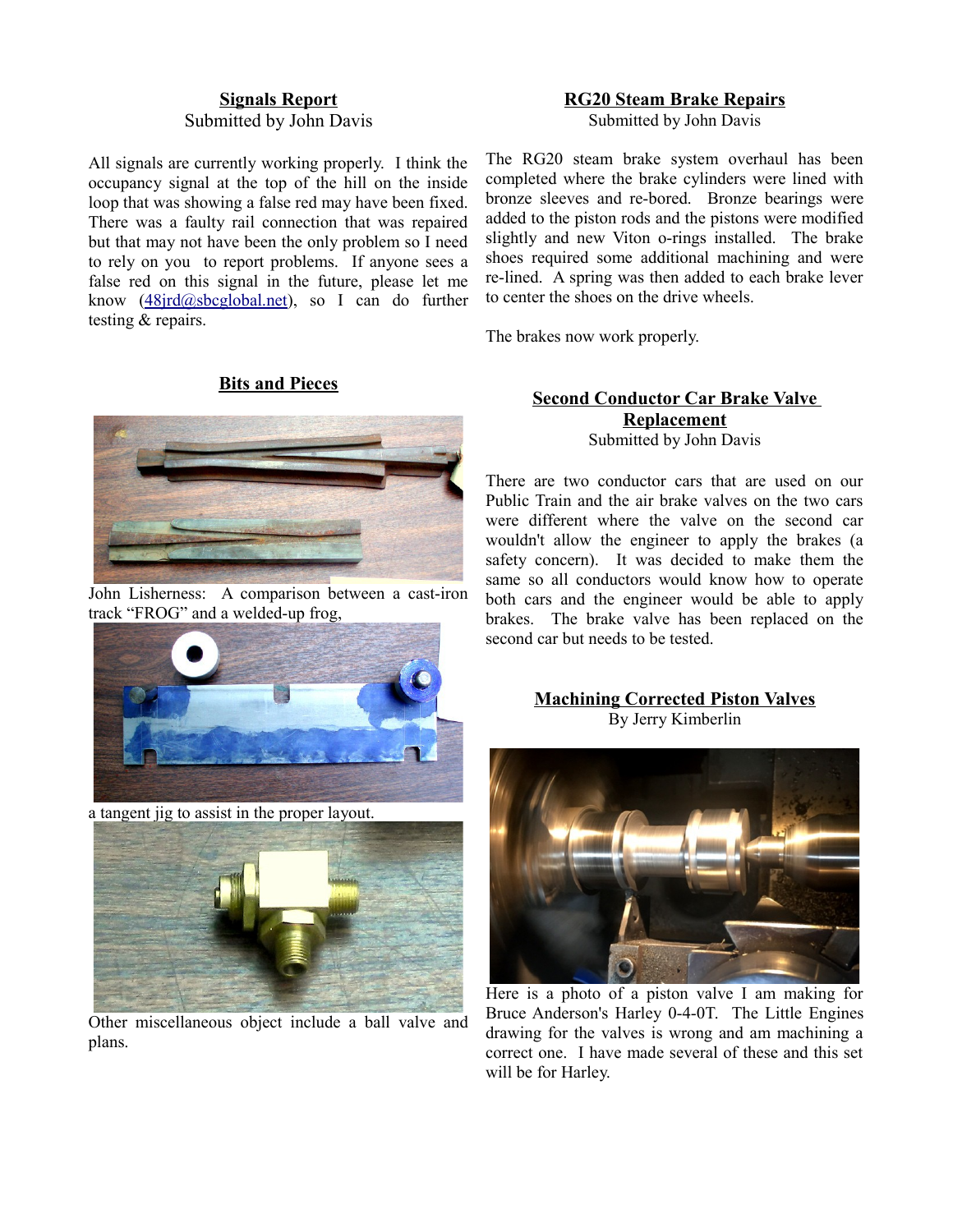## Signals Report

Submitted by John Davis

All signals are currently working properly. I think the occupancy signal at the top of the hill on the inside loop that was showing a false red may have been fixed. There was a faulty rail connection that was repaired but that may not have been the only problem so I need to rely on you to report problems. If anyone sees a false red on this signal in the future, please let me know (48jrd@sbcglobal.net), so I can do further testing & repairs.

## Bits and Pieces

John Lisherness: A comparison between a cast-iron track "FROG" and a welded-up frog,

a tangent jig to assist in the proper layout.

Other miscellaneous object include a ball valve and plans.

## RG20 Steam Brake Repairs

Submitted by John Davis

The RG20 steam brake system overhaul has been completed where the brake cylinders were lined with bronze sleeves and re-bored. Bronze bearings were added to the piston rods and the pistons were modified slightly and new Viton o-rings installed. The brake shoes required some additional machining and were re-lined. A spring was then added to each brake lever to center the shoes on the drive wheels.

The brakes now work properly.

## Second Conductor Car Brake Valve Replacement

Submitted by John Davis

There are two conductor cars that are used on our Public Train and the air brake valves on the two cars were different where the valve on the second car wouldn't allow the engineer to apply the brakes (a safety concern). It was decided to make them the same so all conductors would know how to operate both cars and the engineer would be able to apply brakes. The brake valve has been replaced on the second car but needs to be tested.

## Machining Corrected Piston Valves

By Jerry Kimberlin

Here is a photo of a piston valve I am making for Bruce Anderson's Harley 0-4-0T. The Little Engines drawing for the valves is wrong and am machining a correct one. I have made several of these and this set will be for Harley.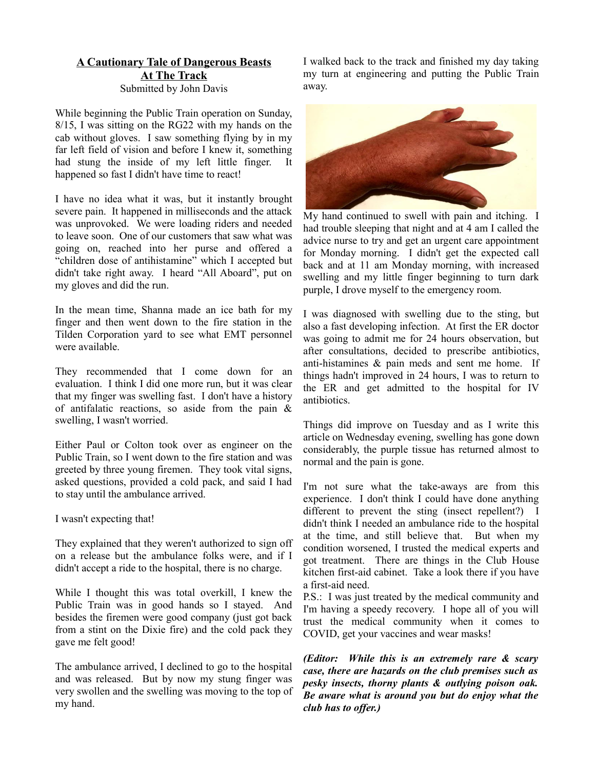## A Cautionary Tale of Dangerous Beasts At The Track

Submitted by John Davis

While beginning the Public Train operation on Sunday, 8/15, I was sitting on the RG22 with my hands on the cab without gloves. I saw something flying by in my far left field of vision and before I knew it, something had stung the inside of my left little finger. It happened so fast I didn't have time to react!

I have no idea what it was, but it instantly brought severe pain. It happened in milliseconds and the attack was unprovoked. We were loading riders and needed to leave soon. One of our customers that saw what was going on, reached into her purse and offered a "children dose of antihistamine" which I accepted but didn't take right away. I heard "All Aboard", put on my gloves and did the run.

In the mean time, Shanna made an ice bath for my finger and then went down to the fire station in the Tilden Corporation yard to see what EMT personnel were available.

They recommended that I come down for an evaluation. I think I did one more run, but it was clear that my finger was swelling fast. I don't have a history of antifalatic reactions, so aside from the pain & swelling, I wasn't worried.

Either Paul or Colton took over as engineer on the Public Train, so I went down to the fire station and was greeted by three young firemen. They took vital signs, asked questions, provided a cold pack, and said I had to stay until the ambulance arrived.

I wasn't expecting that!

They explained that they weren't authorized to sign off on a release but the ambulance folks were, and if I didn't accept a ride to the hospital, there is no charge.

While I thought this was total overkill, I knew the Public Train was in good hands so I stayed. And besides the firemen were good company (just got back from a stint on the Dixie fire) and the cold pack they gave me felt good!

The ambulance arrived, I declined to go to the hospital and was released. But by now my stung finger was very swollen and the swelling was moving to the top of my hand.

I walked back to the track and finished my day taking my turn at engineering and putting the Public Train away.

My hand continued to swell with pain and itching. I had trouble sleeping that night and at 4 am I called the advice nurse to try and get an urgent care appointment for Monday morning. I didn't get the expected call back and at 11 am Monday morning, with increased swelling and my little finger beginning to turn dark purple, I drove myself to the emergency room.

I was diagnosed with swelling due to the sting, but also a fast developing infection. At first the ER doctor was going to admit me for 24 hours observation, but after consultations, decided to prescribe antibiotics, anti-histamines & pain meds and sent me home. If things hadn't improved in 24 hours, I was to return to the ER and get admitted to the hospital for IV antibiotics.

Things did improve on Tuesday and as I write this article on Wednesday evening, swelling has gone down considerably, the purple tissue has returned almost to normal and the pain is gone.

I'm not sure what the take-aways are from this experience. I don't think I could have done anything different to prevent the sting (insect repellent?) I didn't think I needed an ambulance ride to the hospital at the time, and still believe that. But when my condition worsened, I trusted the medical experts and got treatment. There are things in the Club House kitchen first-aid cabinet. Take a look there if you have a first-aid need.

P.S.: I was just treated by the medical community and I'm having a speedy recovery. I hope all of you will trust the medical community when it comes to COVID, get your vaccines and wear masks!

***(Editor: While this is an extremely rare & scary case, there are hazards on the club premises such as pesky insects, thorny plants & outlying poison oak. Be aware what is around you but do enjoy what the club has to offer.)***